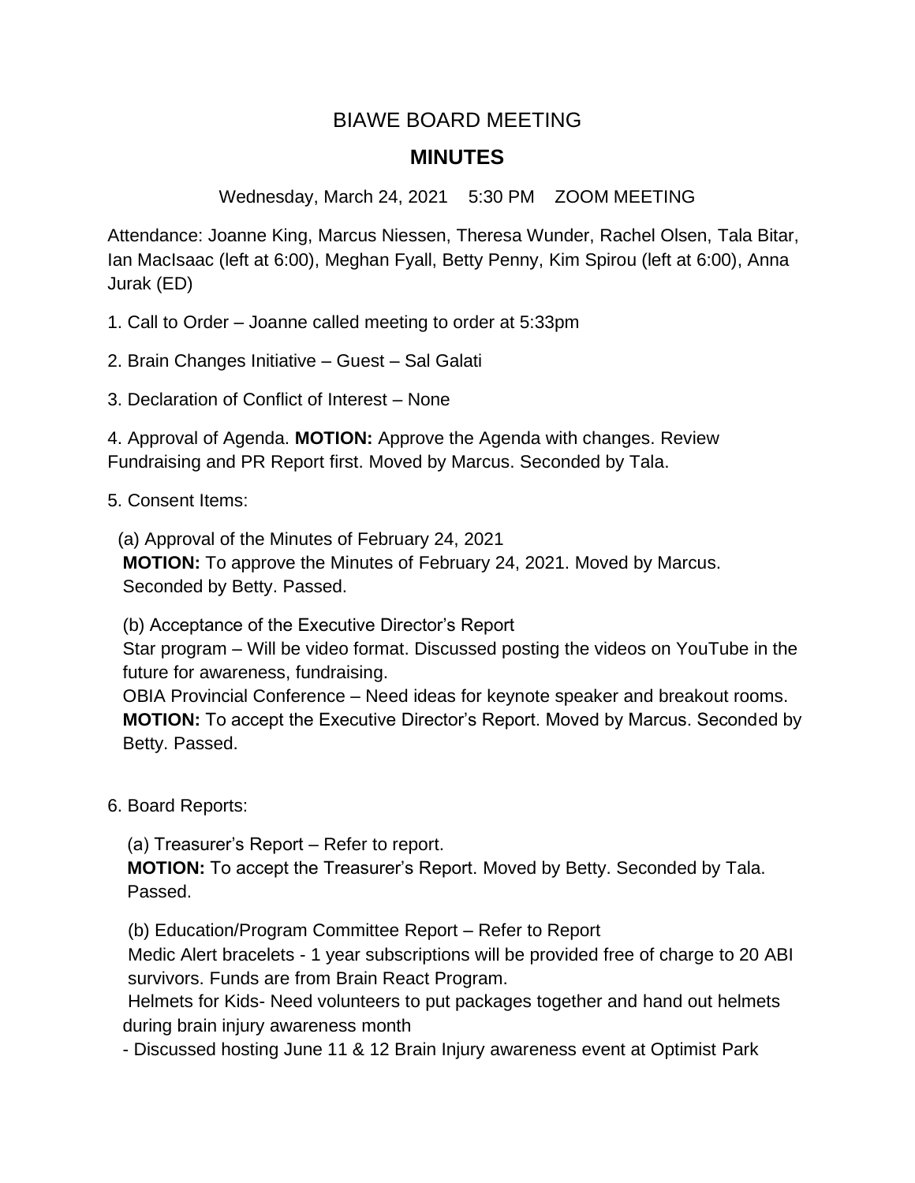# BIAWE BOARD MEETING

## MINUTES

Wednesday, March 24, 2021 5:30 PM ZOOM MEETING

Attendance: Joanne King, Marcus Niessen, Theresa Wunder, Rachel Olsen, Tala Bitar, Ian MacIsaac (left at 6:00), Meghan Fyall, Betty Penny, Kim Spirou (left at 6:00), Anna Jurak (ED)

1. Call to Order – Joanne called meeting to order at 5:33pm

2. Brain Changes Initiative – Guest – Sal Galati

3. Declaration of Conflict of Interest – None

4. Approval of Agenda. **MOTION:** Approve the Agenda with changes. Review Fundraising and PR Report first. Moved by Marcus. Seconded by Tala.

5. Consent Items:

(a) Approval of the Minutes of February 24, 2021
**MOTION:** To approve the Minutes of February 24, 2021. Moved by Marcus. Seconded by Betty. Passed.

(b) Acceptance of the Executive Director's Report
Star program – Will be video format. Discussed posting the videos on YouTube in the future for awareness, fundraising.
OBIA Provincial Conference – Need ideas for keynote speaker and breakout rooms.
**MOTION:** To accept the Executive Director's Report. Moved by Marcus. Seconded by Betty. Passed.

6. Board Reports:

(a) Treasurer's Report – Refer to report.
**MOTION:** To accept the Treasurer's Report. Moved by Betty. Seconded by Tala. Passed.

(b) Education/Program Committee Report – Refer to Report
Medic Alert bracelets - 1 year subscriptions will be provided free of charge to 20 ABI survivors. Funds are from Brain React Program.
Helmets for Kids- Need volunteers to put packages together and hand out helmets during brain injury awareness month
- Discussed hosting June 11 & 12 Brain Injury awareness event at Optimist Park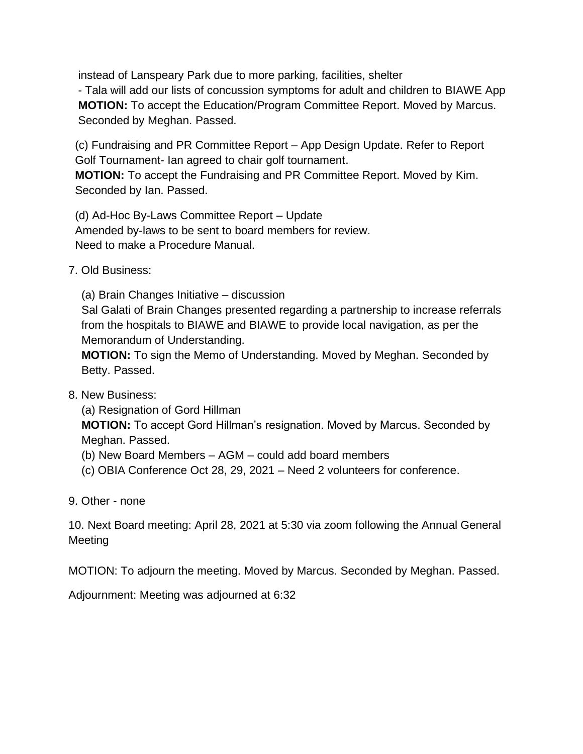instead of Lanspeary Park due to more parking, facilities, shelter

- Tala will add our lists of concussion symptoms for adult and children to BIAWE App

**MOTION:** To accept the Education/Program Committee Report. Moved by Marcus. Seconded by Meghan. Passed.

(c) Fundraising and PR Committee Report – App Design Update. Refer to Report
Golf Tournament- Ian agreed to chair golf tournament.
**MOTION:** To accept the Fundraising and PR Committee Report. Moved by Kim. Seconded by Ian. Passed.

(d) Ad-Hoc By-Laws Committee Report – Update
Amended by-laws to be sent to board members for review.
Need to make a Procedure Manual.

7. Old Business:

(a) Brain Changes Initiative – discussion
Sal Galati of Brain Changes presented regarding a partnership to increase referrals from the hospitals to BIAWE and BIAWE to provide local navigation, as per the Memorandum of Understanding.
**MOTION:** To sign the Memo of Understanding. Moved by Meghan. Seconded by Betty. Passed.

8. New Business:

(a) Resignation of Gord Hillman
**MOTION:** To accept Gord Hillman's resignation. Moved by Marcus. Seconded by Meghan. Passed.
(b) New Board Members – AGM – could add board members
(c) OBIA Conference Oct 28, 29, 2021 – Need 2 volunteers for conference.

9. Other - none

10. Next Board meeting: April 28, 2021 at 5:30 via zoom following the Annual General Meeting

MOTION: To adjourn the meeting. Moved by Marcus. Seconded by Meghan. Passed.

Adjournment: Meeting was adjourned at 6:32